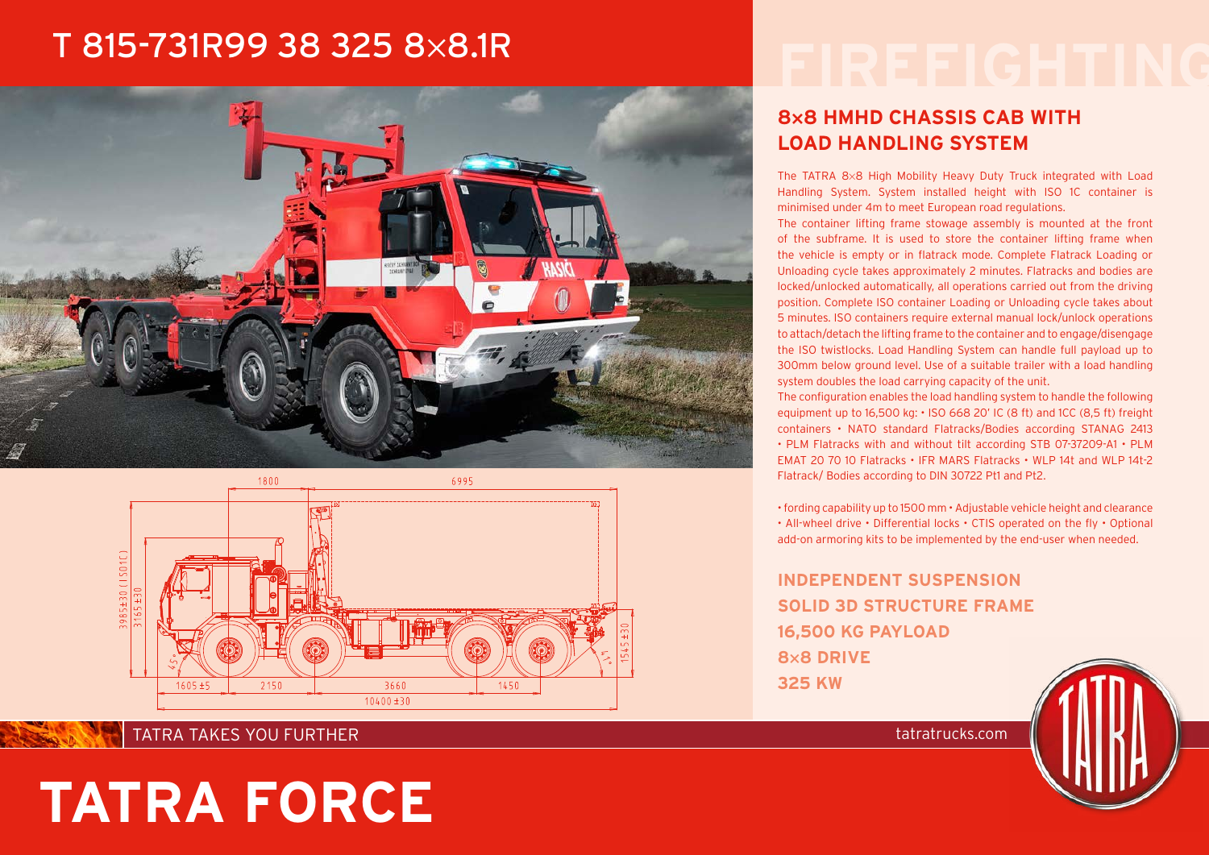# T 815-731R99 38 325 8×8.1R

FIREFIGHTING

## 8×8 HMHD CHASSIS CAB WITH LOAD HANDLING SYSTEM

The TATRA 8×8 High Mobility Heavy Duty Truck integrated with Load Handling System. System installed height with ISO 1C container is minimised under 4m to meet European road regulations.

The container lifting frame stowage assembly is mounted at the front of the subframe. It is used to store the container lifting frame when the vehicle is empty or in flatrack mode. Complete Flatrack Loading or Unloading cycle takes approximately 2 minutes. Flatracks and bodies are locked/unlocked automatically, all operations carried out from the driving position. Complete ISO container Loading or Unloading cycle takes about 5 minutes. ISO containers require external manual lock/unlock operations to attach/detach the lifting frame to the container and to engage/disengage the ISO twistlocks. Load Handling System can handle full payload up to 300mm below ground level. Use of a suitable trailer with a load handling system doubles the load carrying capacity of the unit.

The configuration enables the load handling system to handle the following equipment up to 16,500 kg: • ISO 668 20' IC (8 ft) and 1CC (8,5 ft) freight containers • NATO standard Flatracks/Bodies according STANAG 2413 • PLM Flatracks with and without tilt according STB 07-37209-A1 • PLM EMAT 20 70 10 Flatracks • IFR MARS Flatracks • WLP 14t and WLP 14t-2 Flatrack/ Bodies according to DIN 30722 Pt1 and Pt2.

• fording capability up to 1500 mm • Adjustable vehicle height and clearance • All-wheel drive • Differential locks • CTIS operated on the fly • Optional add-on armoring kits to be implemented by the end-user when needed.

**INDEPENDENT SUSPENSION**
**SOLID 3D STRUCTURE FRAME**
**16,500 KG PAYLOAD**
**8×8 DRIVE**
**325 KW**

TATRA TAKES YOU FURTHER

tatratrucks.com

# TATRA FORCE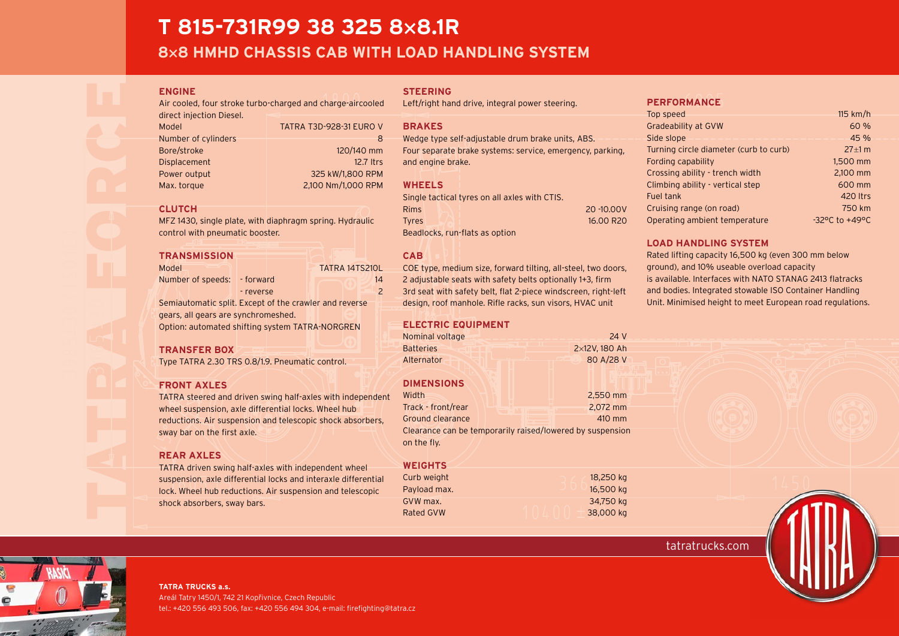# T 815-731R99 38 325 8×8.1R

## 8×8 HMHD CHASSIS CAB WITH LOAD HANDLING SYSTEM

### ENGINE

Air cooled, four stroke turbo-charged and charge-aircooled direct injection Diesel.

| | |
|---|---|
| Model | TATRA T3D-928-31 EURO V |
| Number of cylinders | 8 |
| Bore/stroke | 120/140 mm |
| Displacement | 12.7 ltrs |
| Power output | 325 kW/1,800 RPM |
| Max. torque | 2,100 Nm/1,000 RPM |

### CLUTCH

MFZ 1430, single plate, with diaphragm spring. Hydraulic control with pneumatic booster.

### TRANSMISSION

| | | |
|---|---|---|
| Model | | TATRA 14TS210L |
| Number of speeds: | - forward | 14 |
| | - reverse | 2 |

Semiautomatic split. Except of the crawler and reverse gears, all gears are synchromeshed.
Option: automated shifting system TATRA-NORGREN

### TRANSFER BOX

Type TATRA 2.30 TRS 0.8/1.9. Pneumatic control.

### FRONT AXLES

TATRA steered and driven swing half-axles with independent wheel suspension, axle differential locks. Wheel hub reductions. Air suspension and telescopic shock absorbers, sway bar on the first axle.

### REAR AXLES

TATRA driven swing half-axles with independent wheel suspension, axle differential locks and interaxle differential lock. Wheel hub reductions. Air suspension and telescopic shock absorbers, sway bars.

### STEERING

Left/right hand drive, integral power steering.

### BRAKES

Wedge type self-adjustable drum brake units, ABS.
Four separate brake systems: service, emergency, parking, and engine brake.

### WHEELS

Single tactical tyres on all axles with CTIS.

| | |
|---|---|
| Rims | 20-10.00V |
| Tyres | 16.00 R20 |

Beadlocks, run-flats as option

### CAB

COE type, medium size, forward tilting, all-steel, two doors, 2 adjustable seats with safety belts optionally 1+3, firm 3rd seat with safety belt, flat 2-piece windscreen, right-left design, roof manhole. Rifle racks, sun visors, HVAC unit

### ELECTRIC EQUIPMENT

| | |
|---|---|
| Nominal voltage | 24 V |
| Batteries | 2×12V, 180 Ah |
| Alternator | 80 A/28 V |

### DIMENSIONS

| | |
|---|---|
| Width | 2,550 mm |
| Track - front/rear | 2,072 mm |
| Ground clearance | 410 mm |

Clearance can be temporarily raised/lowered by suspension on the fly.

### WEIGHTS

| | |
|---|---|
| Curb weight | 18,250 kg |
| Payload max. | 16,500 kg |
| GVW max. | 34,750 kg |
| Rated GVW | 38,000 kg |

### PERFORMANCE

| | |
|---|---|
| Top speed | 115 km/h |
| Gradeability at GVW | 60 % |
| Side slope | 45 % |
| Turning circle diameter (curb to curb) | 27±1 m |
| Fording capability | 1,500 mm |
| Crossing ability - trench width | 2,100 mm |
| Climbing ability - vertical step | 600 mm |
| Fuel tank | 420 ltrs |
| Cruising range (on road) | 750 km |
| Operating ambient temperature | -32°C to +49°C |

### LOAD HANDLING SYSTEM

Rated lifting capacity 16,500 kg (even 300 mm below ground), and 10% useable overload capacity is available. Interfaces with NATO STANAG 2413 flatracks and bodies. Integrated stowable ISO Container Handling Unit. Minimised height to meet European road regulations.

tatratrucks.com

**TATRA TRUCKS a.s.**
Areál Tatry 1450/1, 742 21 Kopřivnice, Czech Republic
tel.: +420 556 493 506, fax: +420 556 494 304, e-mail: firefighting@tatra.cz